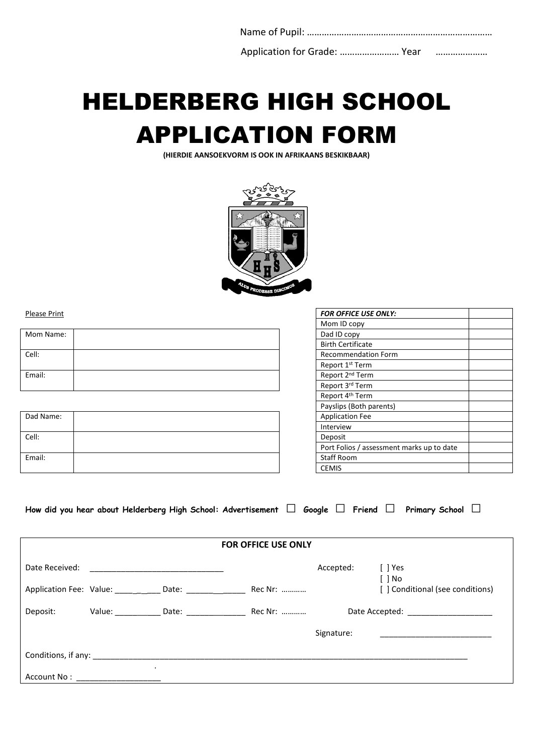Name of Pupil: ……………………………………………………………………

Application for Grade: …………………… Year …………………

# HELDERBERG HIGH SCHOOL APPLICATION FORM

**(HIERDIE AANSOEKVORM IS OOK IN AFRIKAANS BESKIKBAAR)**

Please Print

| Mom Name: | |
|---|---|
| Cell: | |
| Email: | |

| Dad Name: | |
|---|---|
| Cell: | |
| Email: | |

| *FOR OFFICE USE ONLY:* | |
|---|---|
| Mom ID copy | |
| Dad ID copy | |
| Birth Certificate | |
| Recommendation Form | |
| Report 1st Term | |
| Report 2nd Term | |
| Report 3rd Term | |
| Report 4th Term | |
| Payslips (Both parents) | |
| Application Fee | |
| Interview | |
| Deposit | |
| Port Folios / assessment marks up to date | |
| Staff Room | |
| CEMIS | |

**How did you hear about Helderberg High School: Advertisement ☐ Google ☐ Friend ☐ Primary School ☐**

**FOR OFFICE USE ONLY**

Date Received: ______________________________

Accepted: [ ] Yes [ ] No [ ] Conditional (see conditions)

Application Fee: Value: __________ Date: _____________ Rec Nr: …………

Deposit: Value: __________ Date: _____________ Rec Nr: …………

Date Accepted: ___________________

Signature: _________________________

Conditions, if any: ______________________________________________________________________________

Account No : ___________________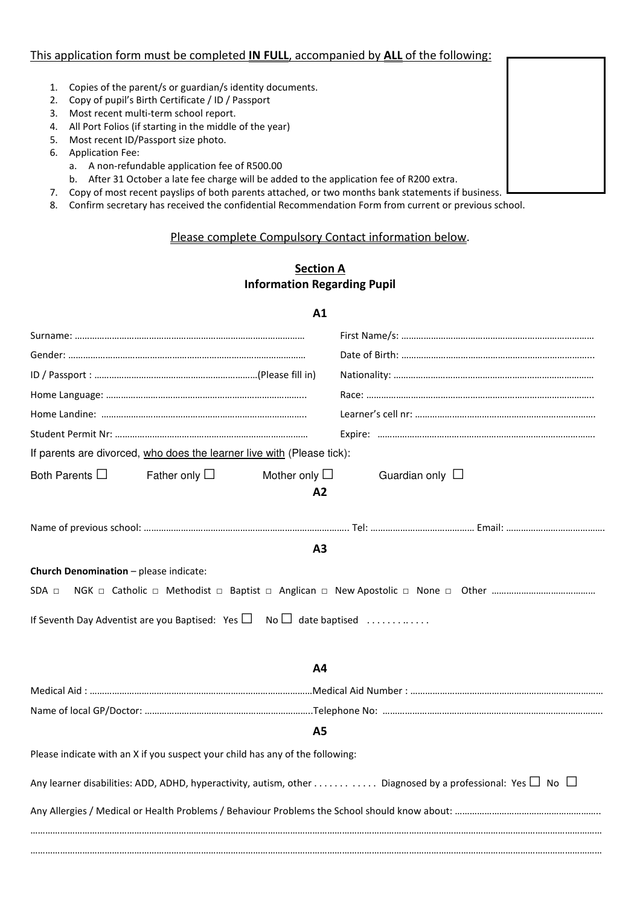This application form must be completed **IN FULL**, accompanied by **ALL** of the following:

1. Copies of the parent/s or guardian/s identity documents.
2. Copy of pupil's Birth Certificate / ID / Passport
3. Most recent multi-term school report.
4. All Port Folios (if starting in the middle of the year)
5. Most recent ID/Passport size photo.
6. Application Fee:
   a. A non-refundable application fee of R500.00
   b. After 31 October a late fee charge will be added to the application fee of R200 extra.
7. Copy of most recent payslips of both parents attached, or two months bank statements if business.
8. Confirm secretary has received the confidential Recommendation Form from current or previous school.

Please complete Compulsory Contact information below.

## Section A
## Information Regarding Pupil

### A1

Surname: ………………………………………………………………………………… First Name/s: ……………………………………………………………………

Gender: ……………………………………………………………………………………… Date of Birth: ……………………………………………………………………..

ID / Passport : …………………………………………………………(Please fill in) Nationality: ………………………………………………………………………

Home Language: …………………………………………………………………….. Race: ………………………………………………………………………………..

Home Landine: ……………………………………………………………………….. Learner's cell nr: ……………………………………………………………….

Student Permit Nr: …………………………………………………………………… Expire: …………………………………………………………………………….

If parents are divorced, who does the learner live with (Please tick):

Both Parents ☐ Father only ☐ Mother only ☐ Guardian only ☐

### A2

Name of previous school: ………………………………………………………………………. Tel: …………………………………. Email: ………………………………….

### A3

**Church Denomination** – please indicate:

SDA □ NGK □ Catholic □ Methodist □ Baptist □ Anglican □ New Apostolic □ None □ Other ……………………………………

If Seventh Day Adventist are you Baptised: Yes ☐ No ☐ date baptised . . . . . . . . . . . .

### A4

Medical Aid : ………………………………………………………………………………Medical Aid Number : ……………………………………………………………………

Name of local GP/Doctor: …………………………………………………………..Telephone No: ……………………………………………………………………………

### A5

Please indicate with an X if you suspect your child has any of the following:

Any learner disabilities: ADD, ADHD, hyperactivity, autism, other . . . . . . . . . . . . Diagnosed by a professional: Yes ☐ No ☐

Any Allergies / Medical or Health Problems / Behaviour Problems the School should know about: …………………………………………………..

…………………………………………………………………………………………………………………………………………………………………………………………………

…………………………………………………………………………………………………………………………………………………………………………………………………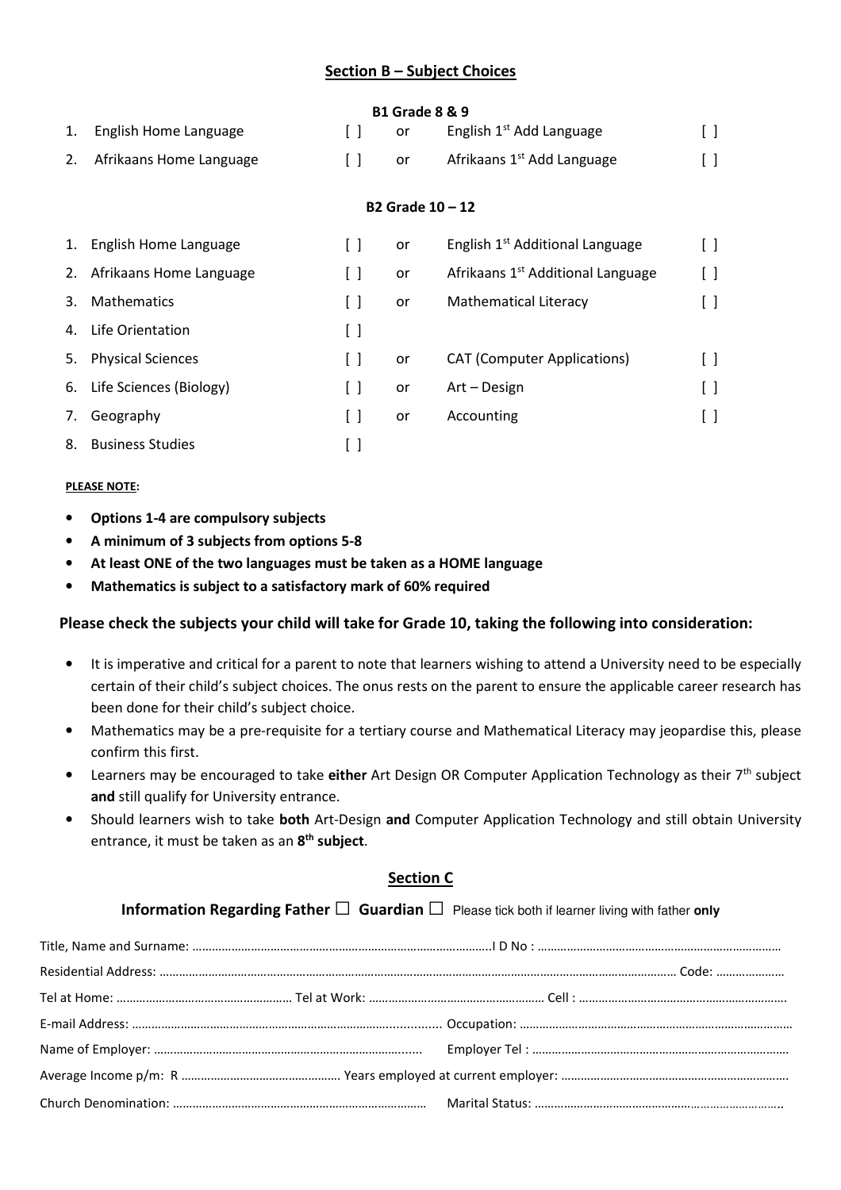## Section B – Subject Choices

### B1 Grade 8 & 9

| | | | | | |
|---|---|---|---|---|---|
| 1. | English Home Language | [ ] | or | English 1st Add Language | [ ] |
| 2. | Afrikaans Home Language | [ ] | or | Afrikaans 1st Add Language | [ ] |

### B2 Grade 10 – 12

| | | | | | |
|---|---|---|---|---|---|
| 1. | English Home Language | [ ] | or | English 1st Additional Language | [ ] |
| 2. | Afrikaans Home Language | [ ] | or | Afrikaans 1st Additional Language | [ ] |
| 3. | Mathematics | [ ] | or | Mathematical Literacy | [ ] |
| 4. | Life Orientation | [ ] | | | |
| 5. | Physical Sciences | [ ] | or | CAT (Computer Applications) | [ ] |
| 6. | Life Sciences (Biology) | [ ] | or | Art – Design | [ ] |
| 7. | Geography | [ ] | or | Accounting | [ ] |
| 8. | Business Studies | [ ] | | | |

**PLEASE NOTE:**

- **Options 1-4 are compulsory subjects**
- **A minimum of 3 subjects from options 5-8**
- **At least ONE of the two languages must be taken as a HOME language**
- **Mathematics is subject to a satisfactory mark of 60% required**

**Please check the subjects your child will take for Grade 10, taking the following into consideration:**

- It is imperative and critical for a parent to note that learners wishing to attend a University need to be especially certain of their child's subject choices. The onus rests on the parent to ensure the applicable career research has been done for their child's subject choice.
- Mathematics may be a pre-requisite for a tertiary course and Mathematical Literacy may jeopardise this, please confirm this first.
- Learners may be encouraged to take **either** Art Design OR Computer Application Technology as their 7th subject **and** still qualify for University entrance.
- Should learners wish to take **both** Art-Design **and** Computer Application Technology and still obtain University entrance, it must be taken as an **8th subject**.

## Section C

**Information Regarding Father ☐ Guardian ☐** Please tick both if learner living with father **only**

Title, Name and Surname: ……………………………………………………………………………….I D No : ………………………………………………………………

Residential Address: ………………………………………………………………………………………………………………………………………… Code: …………………

Tel at Home: ……………………………………………… Tel at Work: ……………………………………………… Cell : ……………………………………………………….

E-mail Address: ………………………………………………………………………............ Occupation: ……………………………………………………………………

Name of Employer: …………………………………………………………………....... Employer Tel : ……………………………………………………………………

Average Income p/m: R ………………………………………… Years employed at current employer: …………………………………………………………..

Church Denomination: …………………………………………………………………… Marital Status: …………………………………………………………………..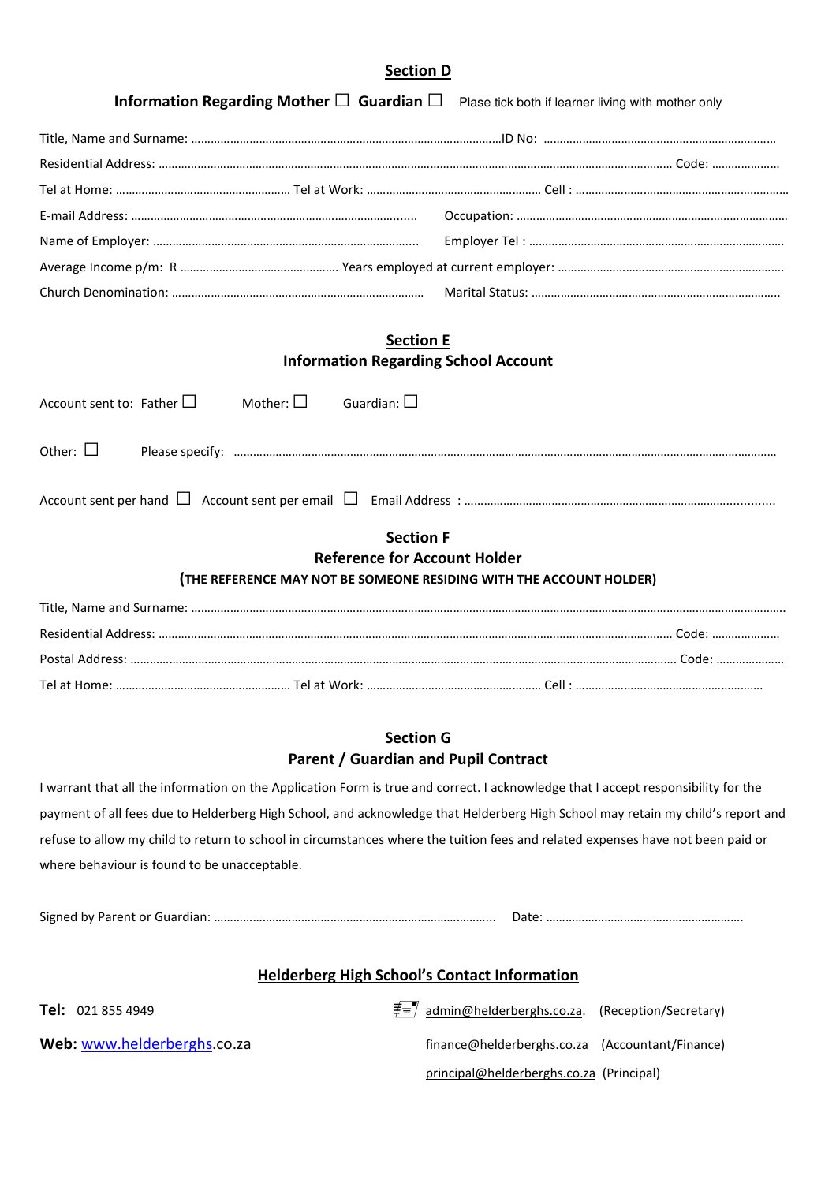## Section D

**Information Regarding Mother ☐ Guardian ☐** Plase tick both if learner living with mother only

Title, Name and Surname: ……………………………………………………………………………………ID No: ………………………………………………………………

Residential Address: …………………………………………………………………………………………………………………………………………… Code: …………………

Tel at Home: ……………………………………………… Tel at Work: ……………………………………………… Cell : ……………………………………………………………

E-mail Address: …………………………………………………………………………….…… Occupation: …………………………………………………………………………

Name of Employer: …………………………………………………………………….…… Employer Tel : ……………………………………………………………………

Average Income p/m: R ………………………………………… Years employed at current employer: ……………………………………………………………

Church Denomination: …………………………………………………………………… Marital Status: …………………………………………………………………

## Section E

**Information Regarding School Account**

Account sent to: Father ☐ Mother: ☐ Guardian: ☐

Other: ☐ Please specify: ……………………………………………………………………………………………………………………………………………

Account sent per hand ☐ Account sent per email ☐ Email Address : ……………………………………………………………………………….........

## Section F

**Reference for Account Holder**

**(THE REFERENCE MAY NOT BE SOMEONE RESIDING WITH THE ACCOUNT HOLDER)**

Title, Name and Surname: ……………………………………………………………………………………………………………………………………………………

Residential Address: …………………………………………………………………………………………………………………………………………… Code: …………………

Postal Address: …………………………………………………………………………………………………………………………………………………… Code: …………………

Tel at Home: ……………………………………………… Tel at Work: ……………………………………………… Cell : …………………………………………………

## Section G

**Parent / Guardian and Pupil Contract**

I warrant that all the information on the Application Form is true and correct. I acknowledge that I accept responsibility for the payment of all fees due to Helderberg High School, and acknowledge that Helderberg High School may retain my child's report and refuse to allow my child to return to school in circumstances where the tuition fees and related expenses have not been paid or where behaviour is found to be unacceptable.

Signed by Parent or Guardian: ……………………………………………………………………….. Date: ……………………………………………………

## Helderberg High School's Contact Information

**Tel:** 021 855 4949

**Web:** www.helderberghs.co.za

admin@helderberghs.co.za. (Reception/Secretary)

finance@helderberghs.co.za (Accountant/Finance)

principal@helderberghs.co.za (Principal)